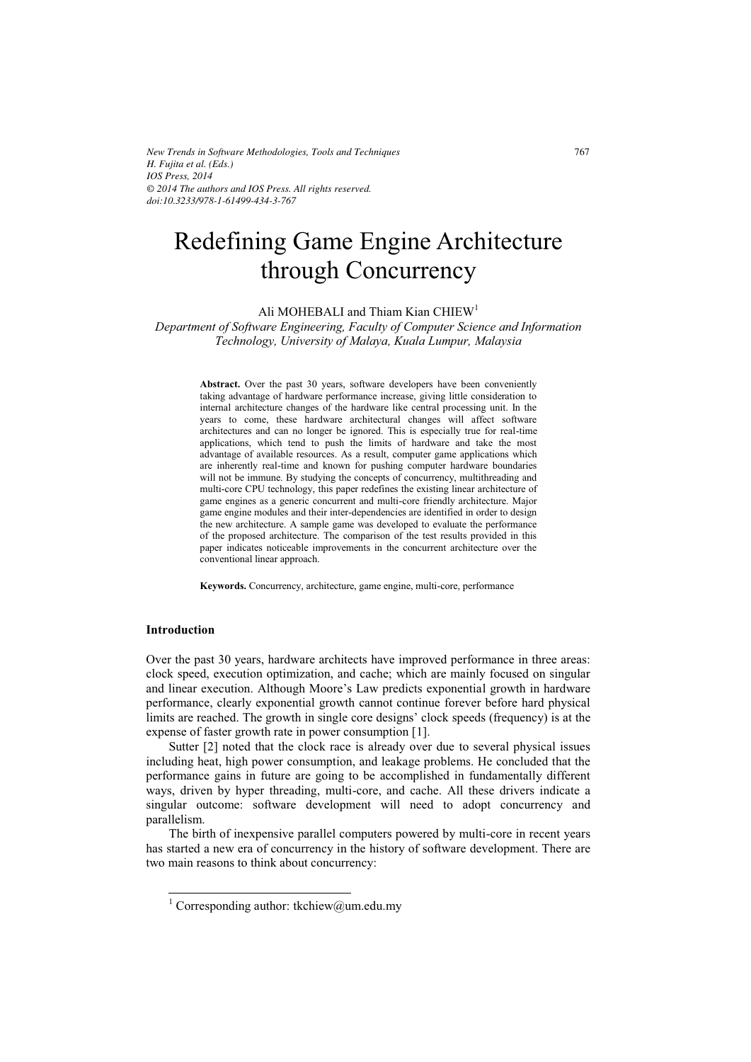# Redefining Game Engine Architecture through Concurrency

Ali MOHEBALI and Thiam Kian CHIEW[1]

*Department of Software Engineering, Faculty of Computer Science and Information Technology, University of Malaya, Kuala Lumpur, Malaysia*

**Abstract.** Over the past 30 years, software developers have been conveniently taking advantage of hardware performance increase, giving little consideration to internal architecture changes of the hardware like central processing unit. In the years to come, these hardware architectural changes will affect software architectures and can no longer be ignored. This is especially true for real-time applications, which tend to push the limits of hardware and take the most advantage of available resources. As a result, computer game applications which are inherently real-time and known for pushing computer hardware boundaries will not be immune. By studying the concepts of concurrency, multithreading and multi-core CPU technology, this paper redefines the existing linear architecture of game engines as a generic concurrent and multi-core friendly architecture. Major game engine modules and their inter-dependencies are identified in order to design the new architecture. A sample game was developed to evaluate the performance of the proposed architecture. The comparison of the test results provided in this paper indicates noticeable improvements in the concurrent architecture over the conventional linear approach.

**Keywords.** Concurrency, architecture, game engine, multi-core, performance

## Introduction

Over the past 30 years, hardware architects have improved performance in three areas: clock speed, execution optimization, and cache; which are mainly focused on singular and linear execution. Although Moore's Law predicts exponential growth in hardware performance, clearly exponential growth cannot continue forever before hard physical limits are reached. The growth in single core designs' clock speeds (frequency) is at the expense of faster growth rate in power consumption [1].

Sutter [2] noted that the clock race is already over due to several physical issues including heat, high power consumption, and leakage problems. He concluded that the performance gains in future are going to be accomplished in fundamentally different ways, driven by hyper threading, multi-core, and cache. All these drivers indicate a singular outcome: software development will need to adopt concurrency and parallelism.

The birth of inexpensive parallel computers powered by multi-core in recent years has started a new era of concurrency in the history of software development. There are two main reasons to think about concurrency:

[1] Corresponding author: tkchiew@um.edu.my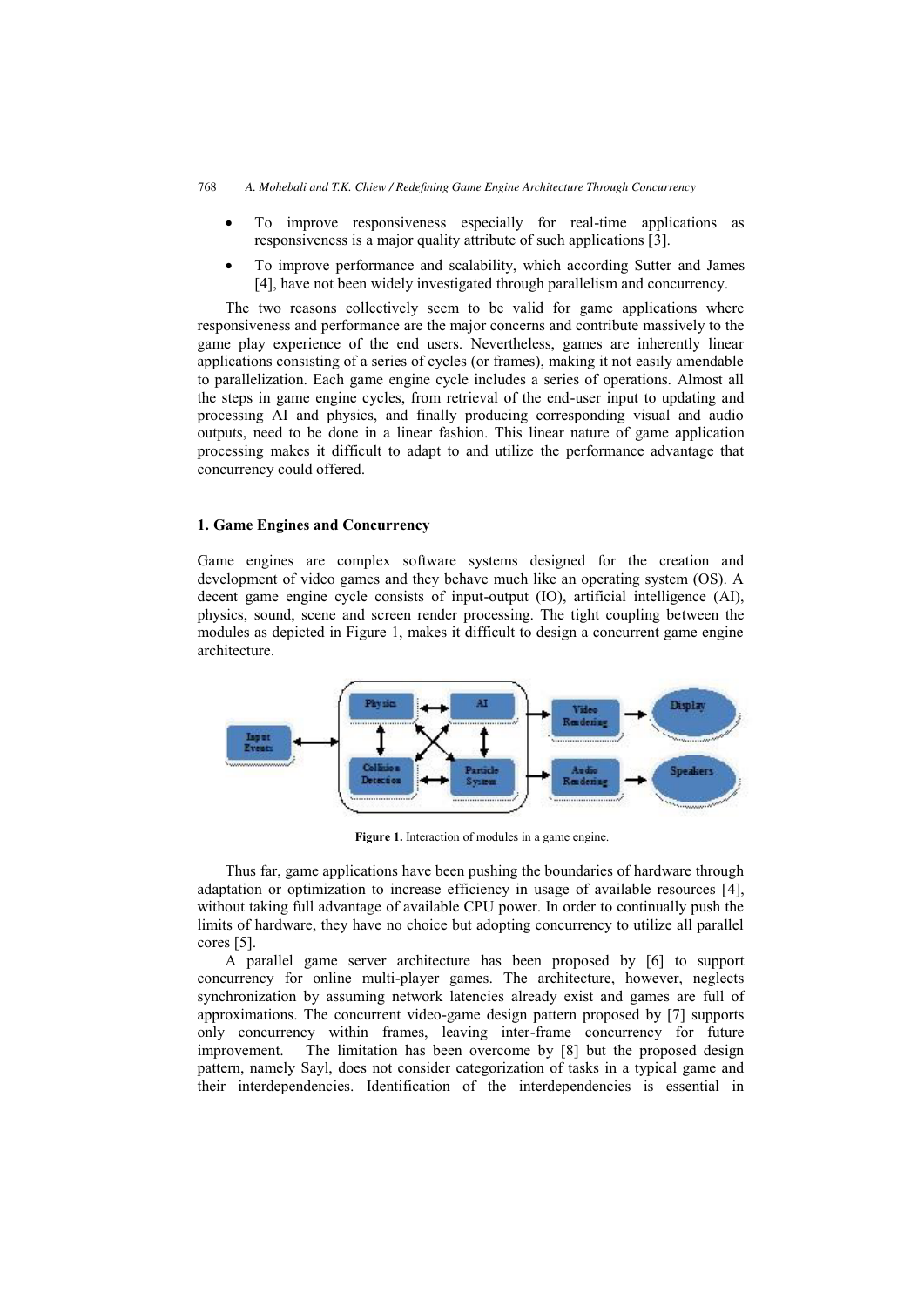- To improve responsiveness especially for real-time applications as responsiveness is a major quality attribute of such applications [3].
- To improve performance and scalability, which according Sutter and James [4], have not been widely investigated through parallelism and concurrency.

The two reasons collectively seem to be valid for game applications where responsiveness and performance are the major concerns and contribute massively to the game play experience of the end users. Nevertheless, games are inherently linear applications consisting of a series of cycles (or frames), making it not easily amendable to parallelization. Each game engine cycle includes a series of operations. Almost all the steps in game engine cycles, from retrieval of the end-user input to updating and processing AI and physics, and finally producing corresponding visual and audio outputs, need to be done in a linear fashion. This linear nature of game application processing makes it difficult to adapt to and utilize the performance advantage that concurrency could offered.

## 1. Game Engines and Concurrency

Game engines are complex software systems designed for the creation and development of video games and they behave much like an operating system (OS). A decent game engine cycle consists of input-output (IO), artificial intelligence (AI), physics, sound, scene and screen render processing. The tight coupling between the modules as depicted in Figure 1, makes it difficult to design a concurrent game engine architecture.

**Figure 1.** Interaction of modules in a game engine.

Thus far, game applications have been pushing the boundaries of hardware through adaptation or optimization to increase efficiency in usage of available resources [4], without taking full advantage of available CPU power. In order to continually push the limits of hardware, they have no choice but adopting concurrency to utilize all parallel cores [5].

A parallel game server architecture has been proposed by [6] to support concurrency for online multi-player games. The architecture, however, neglects synchronization by assuming network latencies already exist and games are full of approximations. The concurrent video-game design pattern proposed by [7] supports only concurrency within frames, leaving inter-frame concurrency for future improvement. The limitation has been overcome by [8] but the proposed design pattern, namely Sayl, does not consider categorization of tasks in a typical game and their interdependencies. Identification of the interdependencies is essential in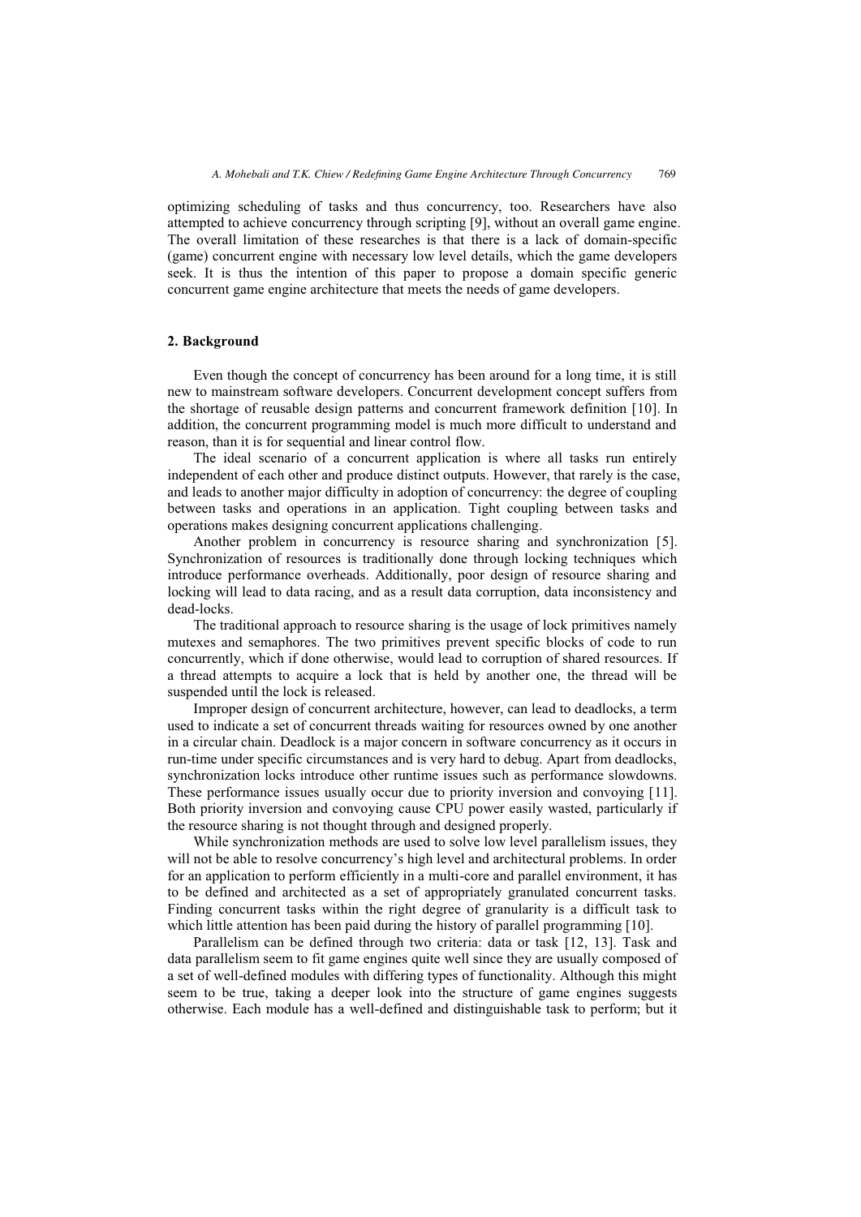optimizing scheduling of tasks and thus concurrency, too. Researchers have also attempted to achieve concurrency through scripting [9], without an overall game engine. The overall limitation of these researches is that there is a lack of domain-specific (game) concurrent engine with necessary low level details, which the game developers seek. It is thus the intention of this paper to propose a domain specific generic concurrent game engine architecture that meets the needs of game developers.

## 2. Background

Even though the concept of concurrency has been around for a long time, it is still new to mainstream software developers. Concurrent development concept suffers from the shortage of reusable design patterns and concurrent framework definition [10]. In addition, the concurrent programming model is much more difficult to understand and reason, than it is for sequential and linear control flow.

The ideal scenario of a concurrent application is where all tasks run entirely independent of each other and produce distinct outputs. However, that rarely is the case, and leads to another major difficulty in adoption of concurrency: the degree of coupling between tasks and operations in an application. Tight coupling between tasks and operations makes designing concurrent applications challenging.

Another problem in concurrency is resource sharing and synchronization [5]. Synchronization of resources is traditionally done through locking techniques which introduce performance overheads. Additionally, poor design of resource sharing and locking will lead to data racing, and as a result data corruption, data inconsistency and dead-locks.

The traditional approach to resource sharing is the usage of lock primitives namely mutexes and semaphores. The two primitives prevent specific blocks of code to run concurrently, which if done otherwise, would lead to corruption of shared resources. If a thread attempts to acquire a lock that is held by another one, the thread will be suspended until the lock is released.

Improper design of concurrent architecture, however, can lead to deadlocks, a term used to indicate a set of concurrent threads waiting for resources owned by one another in a circular chain. Deadlock is a major concern in software concurrency as it occurs in run-time under specific circumstances and is very hard to debug. Apart from deadlocks, synchronization locks introduce other runtime issues such as performance slowdowns. These performance issues usually occur due to priority inversion and convoying [11]. Both priority inversion and convoying cause CPU power easily wasted, particularly if the resource sharing is not thought through and designed properly.

While synchronization methods are used to solve low level parallelism issues, they will not be able to resolve concurrency's high level and architectural problems. In order for an application to perform efficiently in a multi-core and parallel environment, it has to be defined and architected as a set of appropriately granulated concurrent tasks. Finding concurrent tasks within the right degree of granularity is a difficult task to which little attention has been paid during the history of parallel programming [10].

Parallelism can be defined through two criteria: data or task [12, 13]. Task and data parallelism seem to fit game engines quite well since they are usually composed of a set of well-defined modules with differing types of functionality. Although this might seem to be true, taking a deeper look into the structure of game engines suggests otherwise. Each module has a well-defined and distinguishable task to perform; but it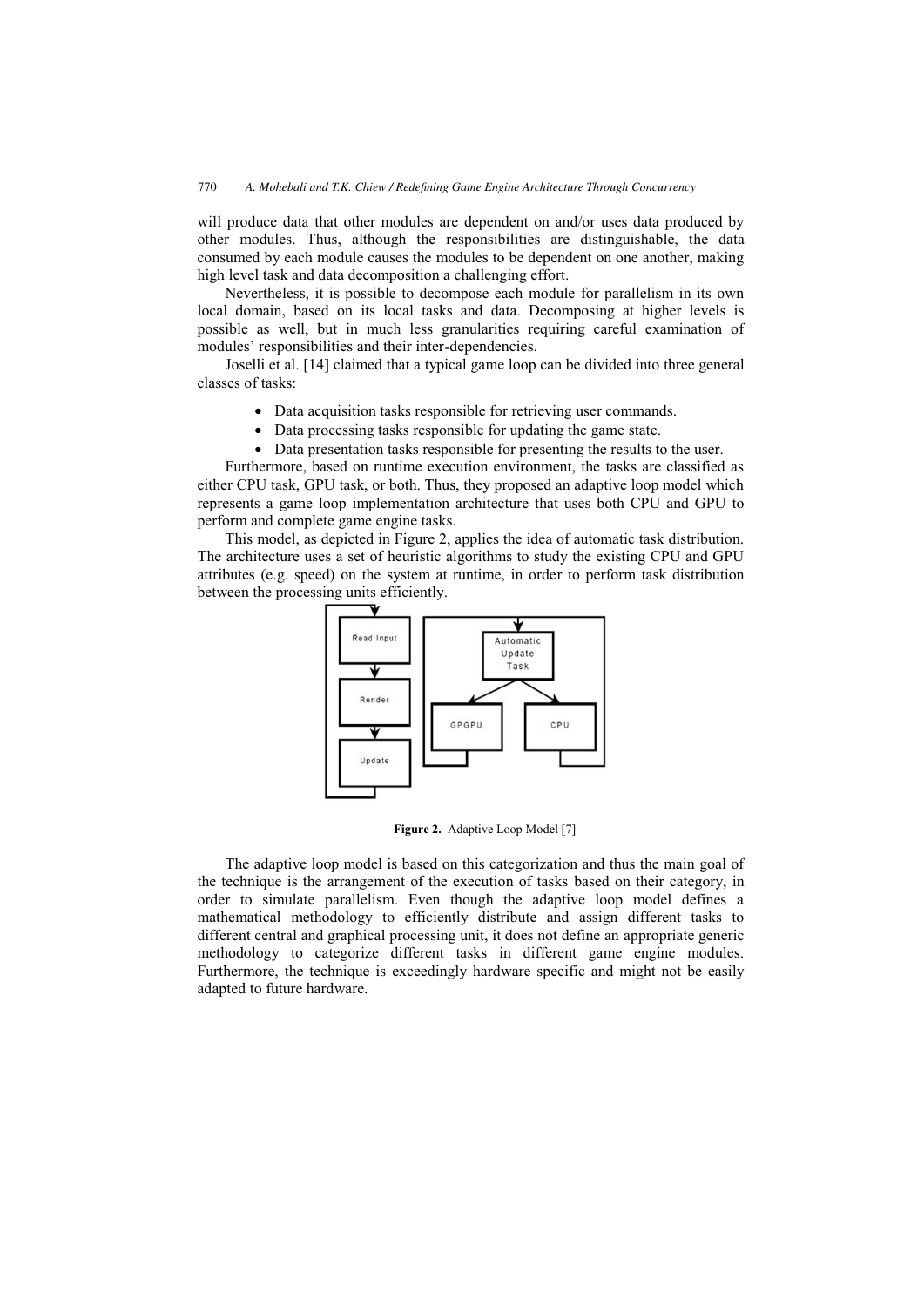will produce data that other modules are dependent on and/or uses data produced by other modules. Thus, although the responsibilities are distinguishable, the data consumed by each module causes the modules to be dependent on one another, making high level task and data decomposition a challenging effort.

Nevertheless, it is possible to decompose each module for parallelism in its own local domain, based on its local tasks and data. Decomposing at higher levels is possible as well, but in much less granularities requiring careful examination of modules' responsibilities and their inter-dependencies.

Joselli et al. [14] claimed that a typical game loop can be divided into three general classes of tasks:

- Data acquisition tasks responsible for retrieving user commands.
- Data processing tasks responsible for updating the game state.
- Data presentation tasks responsible for presenting the results to the user.

Furthermore, based on runtime execution environment, the tasks are classified as either CPU task, GPU task, or both. Thus, they proposed an adaptive loop model which represents a game loop implementation architecture that uses both CPU and GPU to perform and complete game engine tasks.

This model, as depicted in Figure 2, applies the idea of automatic task distribution. The architecture uses a set of heuristic algorithms to study the existing CPU and GPU attributes (e.g. speed) on the system at runtime, in order to perform task distribution between the processing units efficiently.

**Figure 2.** Adaptive Loop Model [7]

The adaptive loop model is based on this categorization and thus the main goal of the technique is the arrangement of the execution of tasks based on their category, in order to simulate parallelism. Even though the adaptive loop model defines a mathematical methodology to efficiently distribute and assign different tasks to different central and graphical processing unit, it does not define an appropriate generic methodology to categorize different tasks in different game engine modules. Furthermore, the technique is exceedingly hardware specific and might not be easily adapted to future hardware.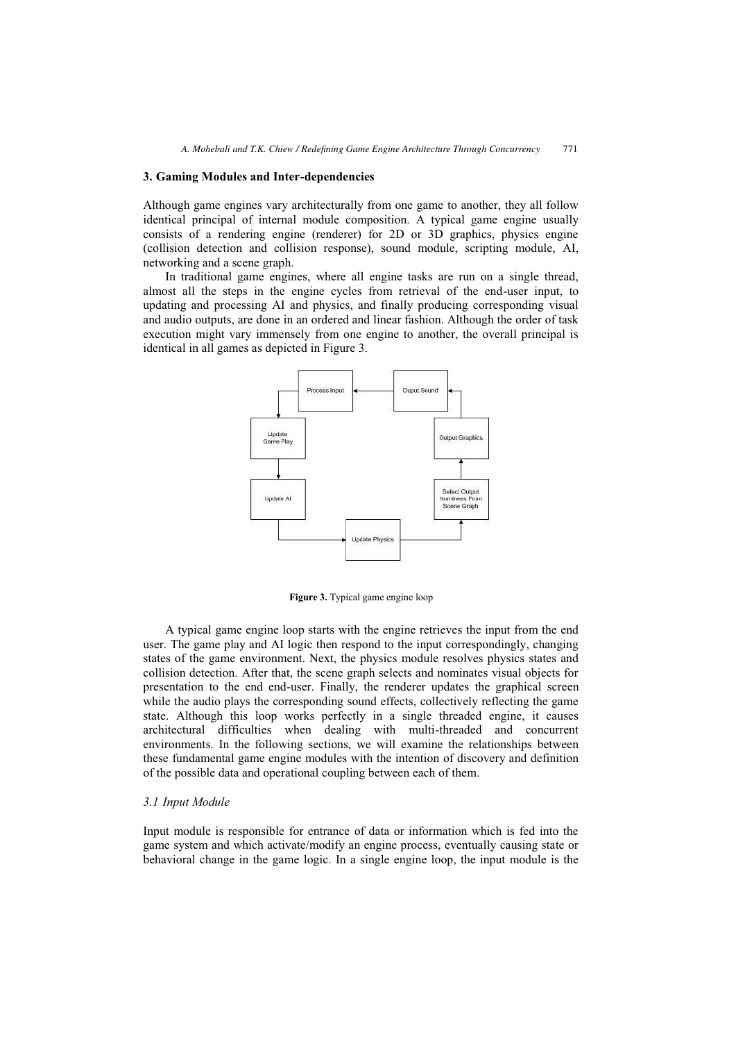## 3. Gaming Modules and Inter-dependencies

Although game engines vary architecturally from one game to another, they all follow identical principal of internal module composition. A typical game engine usually consists of a rendering engine (renderer) for 2D or 3D graphics, physics engine (collision detection and collision response), sound module, scripting module, AI, networking and a scene graph.

In traditional game engines, where all engine tasks are run on a single thread, almost all the steps in the engine cycles from retrieval of the end-user input, to updating and processing AI and physics, and finally producing corresponding visual and audio outputs, are done in an ordered and linear fashion. Although the order of task execution might vary immensely from one engine to another, the overall principal is identical in all games as depicted in Figure 3.

**Figure 3.** Typical game engine loop

A typical game engine loop starts with the engine retrieves the input from the end user. The game play and AI logic then respond to the input correspondingly, changing states of the game environment. Next, the physics module resolves physics states and collision detection. After that, the scene graph selects and nominates visual objects for presentation to the end end-user. Finally, the renderer updates the graphical screen while the audio plays the corresponding sound effects, collectively reflecting the game state. Although this loop works perfectly in a single threaded engine, it causes architectural difficulties when dealing with multi-threaded and concurrent environments. In the following sections, we will examine the relationships between these fundamental game engine modules with the intention of discovery and definition of the possible data and operational coupling between each of them.

### *3.1 Input Module*

Input module is responsible for entrance of data or information which is fed into the game system and which activate/modify an engine process, eventually causing state or behavioral change in the game logic. In a single engine loop, the input module is the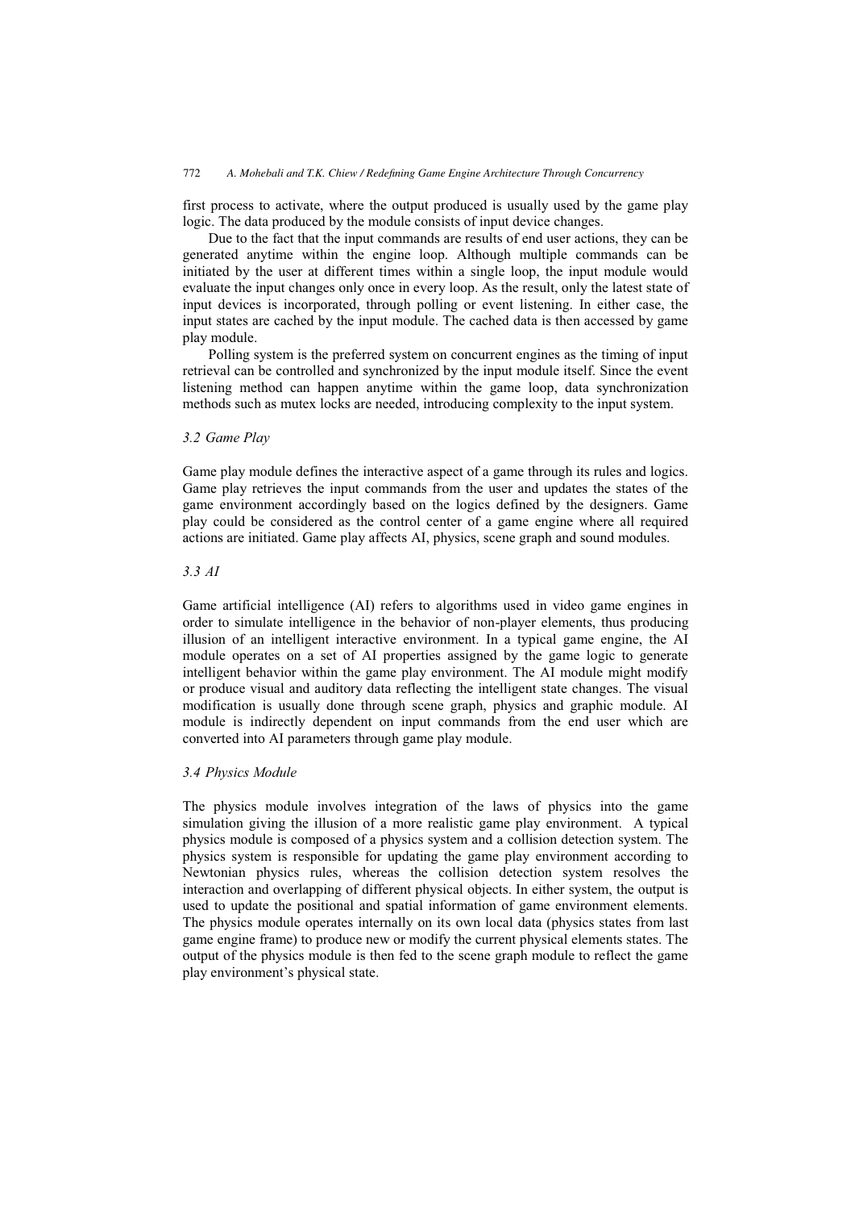first process to activate, where the output produced is usually used by the game play logic. The data produced by the module consists of input device changes.

Due to the fact that the input commands are results of end user actions, they can be generated anytime within the engine loop. Although multiple commands can be initiated by the user at different times within a single loop, the input module would evaluate the input changes only once in every loop. As the result, only the latest state of input devices is incorporated, through polling or event listening. In either case, the input states are cached by the input module. The cached data is then accessed by game play module.

Polling system is the preferred system on concurrent engines as the timing of input retrieval can be controlled and synchronized by the input module itself. Since the event listening method can happen anytime within the game loop, data synchronization methods such as mutex locks are needed, introducing complexity to the input system.

### *3.2 Game Play*

Game play module defines the interactive aspect of a game through its rules and logics. Game play retrieves the input commands from the user and updates the states of the game environment accordingly based on the logics defined by the designers. Game play could be considered as the control center of a game engine where all required actions are initiated. Game play affects AI, physics, scene graph and sound modules.

### *3.3 AI*

Game artificial intelligence (AI) refers to algorithms used in video game engines in order to simulate intelligence in the behavior of non-player elements, thus producing illusion of an intelligent interactive environment. In a typical game engine, the AI module operates on a set of AI properties assigned by the game logic to generate intelligent behavior within the game play environment. The AI module might modify or produce visual and auditory data reflecting the intelligent state changes. The visual modification is usually done through scene graph, physics and graphic module. AI module is indirectly dependent on input commands from the end user which are converted into AI parameters through game play module.

### *3.4 Physics Module*

The physics module involves integration of the laws of physics into the game simulation giving the illusion of a more realistic game play environment. A typical physics module is composed of a physics system and a collision detection system. The physics system is responsible for updating the game play environment according to Newtonian physics rules, whereas the collision detection system resolves the interaction and overlapping of different physical objects. In either system, the output is used to update the positional and spatial information of game environment elements. The physics module operates internally on its own local data (physics states from last game engine frame) to produce new or modify the current physical elements states. The output of the physics module is then fed to the scene graph module to reflect the game play environment's physical state.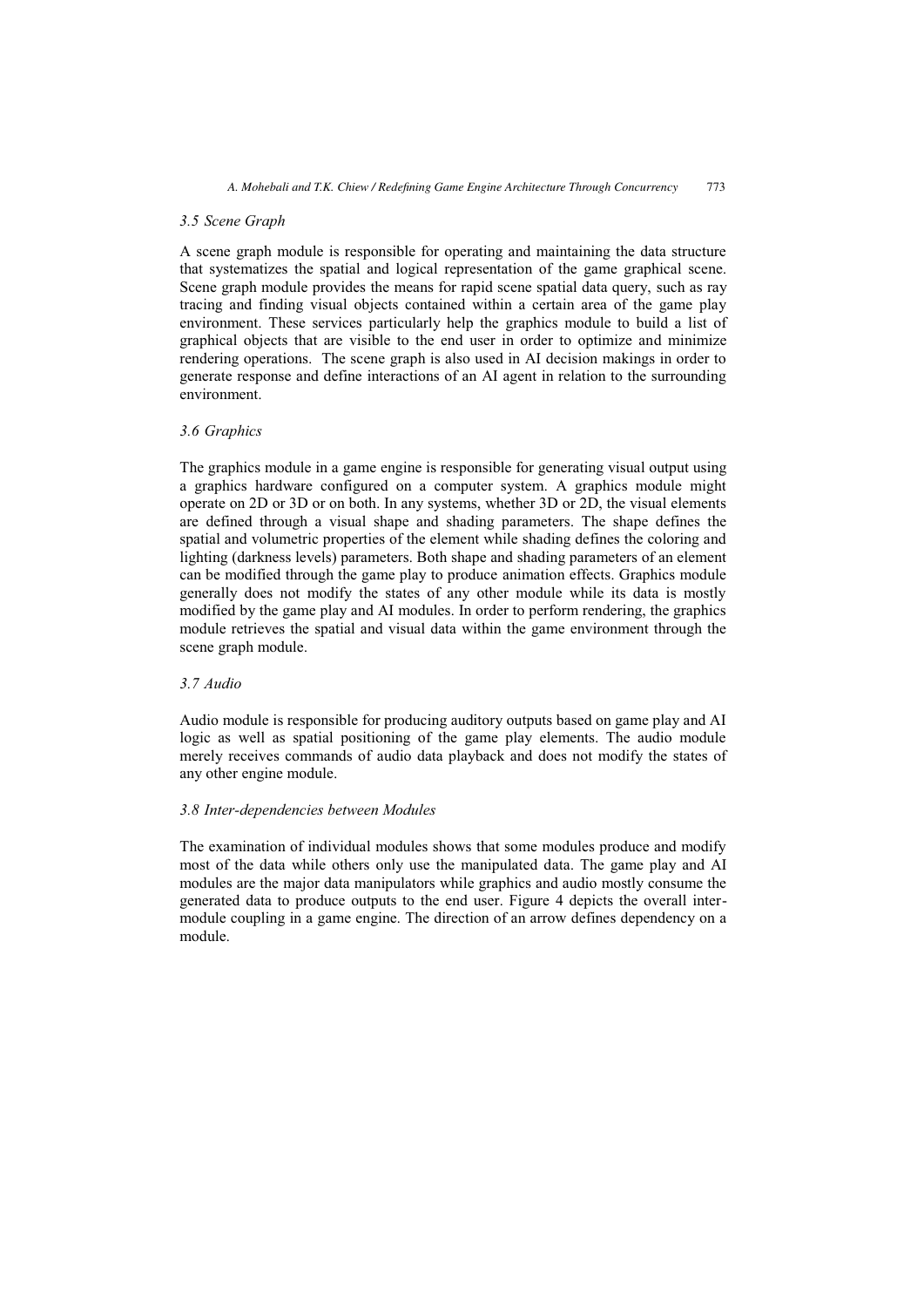### *3.5 Scene Graph*

A scene graph module is responsible for operating and maintaining the data structure that systematizes the spatial and logical representation of the game graphical scene. Scene graph module provides the means for rapid scene spatial data query, such as ray tracing and finding visual objects contained within a certain area of the game play environment. These services particularly help the graphics module to build a list of graphical objects that are visible to the end user in order to optimize and minimize rendering operations. The scene graph is also used in AI decision makings in order to generate response and define interactions of an AI agent in relation to the surrounding environment.

### *3.6 Graphics*

The graphics module in a game engine is responsible for generating visual output using a graphics hardware configured on a computer system. A graphics module might operate on 2D or 3D or on both. In any systems, whether 3D or 2D, the visual elements are defined through a visual shape and shading parameters. The shape defines the spatial and volumetric properties of the element while shading defines the coloring and lighting (darkness levels) parameters. Both shape and shading parameters of an element can be modified through the game play to produce animation effects. Graphics module generally does not modify the states of any other module while its data is mostly modified by the game play and AI modules. In order to perform rendering, the graphics module retrieves the spatial and visual data within the game environment through the scene graph module.

### *3.7 Audio*

Audio module is responsible for producing auditory outputs based on game play and AI logic as well as spatial positioning of the game play elements. The audio module merely receives commands of audio data playback and does not modify the states of any other engine module.

### *3.8 Inter-dependencies between Modules*

The examination of individual modules shows that some modules produce and modify most of the data while others only use the manipulated data. The game play and AI modules are the major data manipulators while graphics and audio mostly consume the generated data to produce outputs to the end user. Figure 4 depicts the overall inter-module coupling in a game engine. The direction of an arrow defines dependency on a module.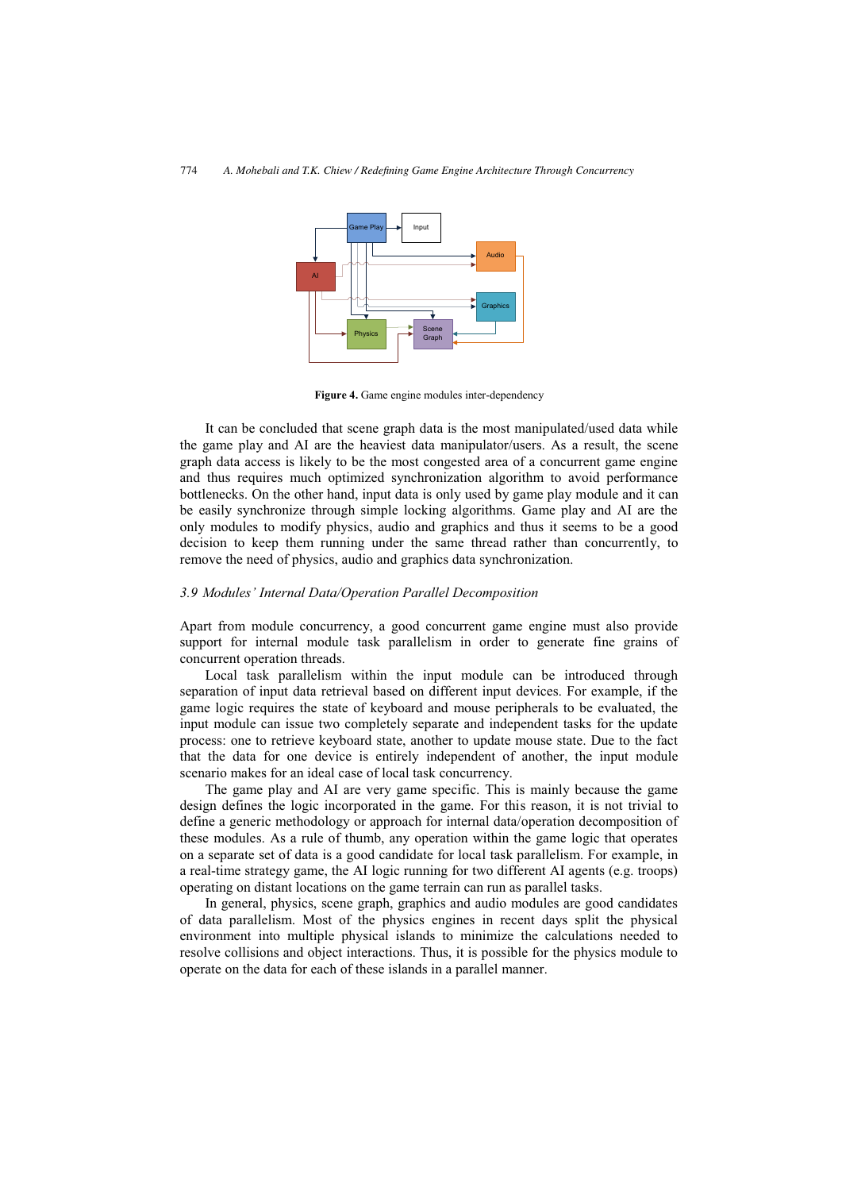**Figure 4.** Game engine modules inter-dependency

It can be concluded that scene graph data is the most manipulated/used data while the game play and AI are the heaviest data manipulator/users. As a result, the scene graph data access is likely to be the most congested area of a concurrent game engine and thus requires much optimized synchronization algorithm to avoid performance bottlenecks. On the other hand, input data is only used by game play module and it can be easily synchronize through simple locking algorithms. Game play and AI are the only modules to modify physics, audio and graphics and thus it seems to be a good decision to keep them running under the same thread rather than concurrently, to remove the need of physics, audio and graphics data synchronization.

### *3.9 Modules' Internal Data/Operation Parallel Decomposition*

Apart from module concurrency, a good concurrent game engine must also provide support for internal module task parallelism in order to generate fine grains of concurrent operation threads.

Local task parallelism within the input module can be introduced through separation of input data retrieval based on different input devices. For example, if the game logic requires the state of keyboard and mouse peripherals to be evaluated, the input module can issue two completely separate and independent tasks for the update process: one to retrieve keyboard state, another to update mouse state. Due to the fact that the data for one device is entirely independent of another, the input module scenario makes for an ideal case of local task concurrency.

The game play and AI are very game specific. This is mainly because the game design defines the logic incorporated in the game. For this reason, it is not trivial to define a generic methodology or approach for internal data/operation decomposition of these modules. As a rule of thumb, any operation within the game logic that operates on a separate set of data is a good candidate for local task parallelism. For example, in a real-time strategy game, the AI logic running for two different AI agents (e.g. troops) operating on distant locations on the game terrain can run as parallel tasks.

In general, physics, scene graph, graphics and audio modules are good candidates of data parallelism. Most of the physics engines in recent days split the physical environment into multiple physical islands to minimize the calculations needed to resolve collisions and object interactions. Thus, it is possible for the physics module to operate on the data for each of these islands in a parallel manner.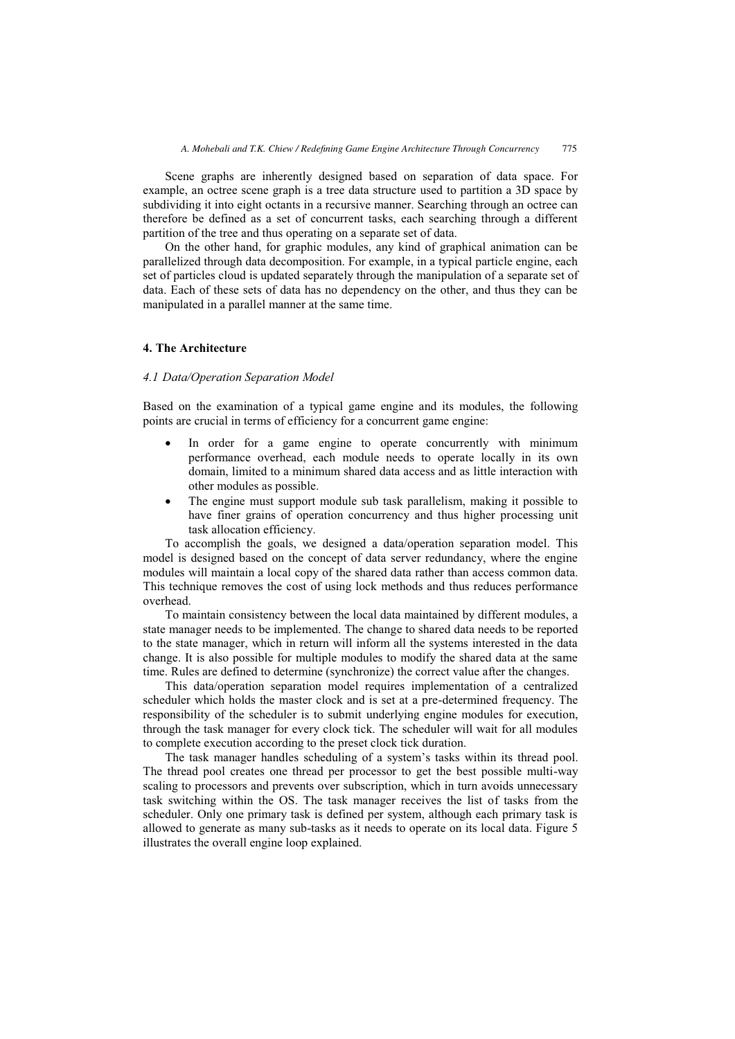Scene graphs are inherently designed based on separation of data space. For example, an octree scene graph is a tree data structure used to partition a 3D space by subdividing it into eight octants in a recursive manner. Searching through an octree can therefore be defined as a set of concurrent tasks, each searching through a different partition of the tree and thus operating on a separate set of data.

On the other hand, for graphic modules, any kind of graphical animation can be parallelized through data decomposition. For example, in a typical particle engine, each set of particles cloud is updated separately through the manipulation of a separate set of data. Each of these sets of data has no dependency on the other, and thus they can be manipulated in a parallel manner at the same time.

## 4. The Architecture

### *4.1 Data/Operation Separation Model*

Based on the examination of a typical game engine and its modules, the following points are crucial in terms of efficiency for a concurrent game engine:

- In order for a game engine to operate concurrently with minimum performance overhead, each module needs to operate locally in its own domain, limited to a minimum shared data access and as little interaction with other modules as possible.
- The engine must support module sub task parallelism, making it possible to have finer grains of operation concurrency and thus higher processing unit task allocation efficiency.

To accomplish the goals, we designed a data/operation separation model. This model is designed based on the concept of data server redundancy, where the engine modules will maintain a local copy of the shared data rather than access common data. This technique removes the cost of using lock methods and thus reduces performance overhead.

To maintain consistency between the local data maintained by different modules, a state manager needs to be implemented. The change to shared data needs to be reported to the state manager, which in return will inform all the systems interested in the data change. It is also possible for multiple modules to modify the shared data at the same time. Rules are defined to determine (synchronize) the correct value after the changes.

This data/operation separation model requires implementation of a centralized scheduler which holds the master clock and is set at a pre-determined frequency. The responsibility of the scheduler is to submit underlying engine modules for execution, through the task manager for every clock tick. The scheduler will wait for all modules to complete execution according to the preset clock tick duration.

The task manager handles scheduling of a system's tasks within its thread pool. The thread pool creates one thread per processor to get the best possible multi-way scaling to processors and prevents over subscription, which in turn avoids unnecessary task switching within the OS. The task manager receives the list of tasks from the scheduler. Only one primary task is defined per system, although each primary task is allowed to generate as many sub-tasks as it needs to operate on its local data. Figure 5 illustrates the overall engine loop explained.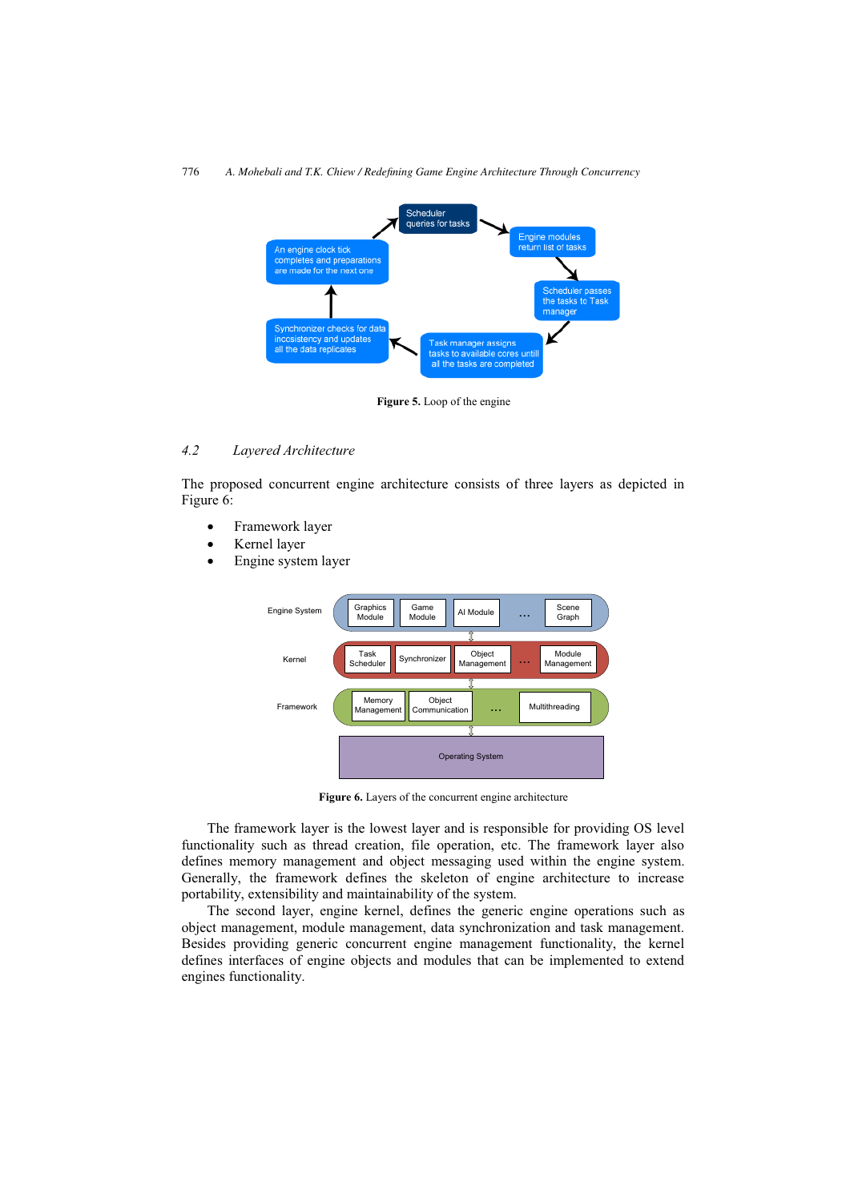**Figure 5.** Loop of the engine

### 4.2 Layered Architecture

The proposed concurrent engine architecture consists of three layers as depicted in Figure 6:

- Framework layer
- Kernel layer
- Engine system layer

**Figure 6.** Layers of the concurrent engine architecture

The framework layer is the lowest layer and is responsible for providing OS level functionality such as thread creation, file operation, etc. The framework layer also defines memory management and object messaging used within the engine system. Generally, the framework defines the skeleton of engine architecture to increase portability, extensibility and maintainability of the system.

The second layer, engine kernel, defines the generic engine operations such as object management, module management, data synchronization and task management. Besides providing generic concurrent engine management functionality, the kernel defines interfaces of engine objects and modules that can be implemented to extend engines functionality.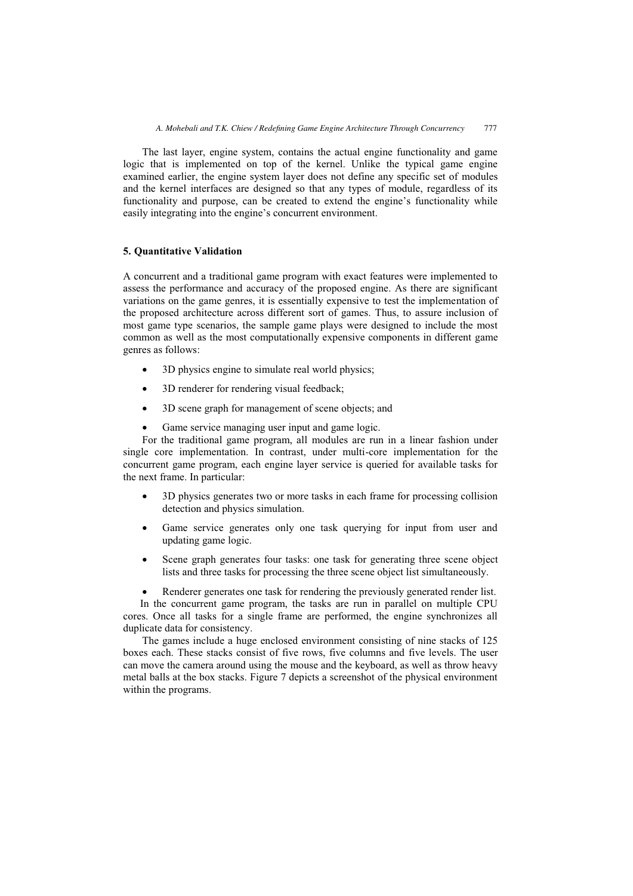The last layer, engine system, contains the actual engine functionality and game logic that is implemented on top of the kernel. Unlike the typical game engine examined earlier, the engine system layer does not define any specific set of modules and the kernel interfaces are designed so that any types of module, regardless of its functionality and purpose, can be created to extend the engine's functionality while easily integrating into the engine's concurrent environment.

## 5. Quantitative Validation

A concurrent and a traditional game program with exact features were implemented to assess the performance and accuracy of the proposed engine. As there are significant variations on the game genres, it is essentially expensive to test the implementation of the proposed architecture across different sort of games. Thus, to assure inclusion of most game type scenarios, the sample game plays were designed to include the most common as well as the most computationally expensive components in different game genres as follows:

- 3D physics engine to simulate real world physics;
- 3D renderer for rendering visual feedback;
- 3D scene graph for management of scene objects; and
- Game service managing user input and game logic.

For the traditional game program, all modules are run in a linear fashion under single core implementation. In contrast, under multi-core implementation for the concurrent game program, each engine layer service is queried for available tasks for the next frame. In particular:

- 3D physics generates two or more tasks in each frame for processing collision detection and physics simulation.
- Game service generates only one task querying for input from user and updating game logic.
- Scene graph generates four tasks: one task for generating three scene object lists and three tasks for processing the three scene object list simultaneously.
- Renderer generates one task for rendering the previously generated render list.

In the concurrent game program, the tasks are run in parallel on multiple CPU cores. Once all tasks for a single frame are performed, the engine synchronizes all duplicate data for consistency.

The games include a huge enclosed environment consisting of nine stacks of 125 boxes each. These stacks consist of five rows, five columns and five levels. The user can move the camera around using the mouse and the keyboard, as well as throw heavy metal balls at the box stacks. Figure 7 depicts a screenshot of the physical environment within the programs.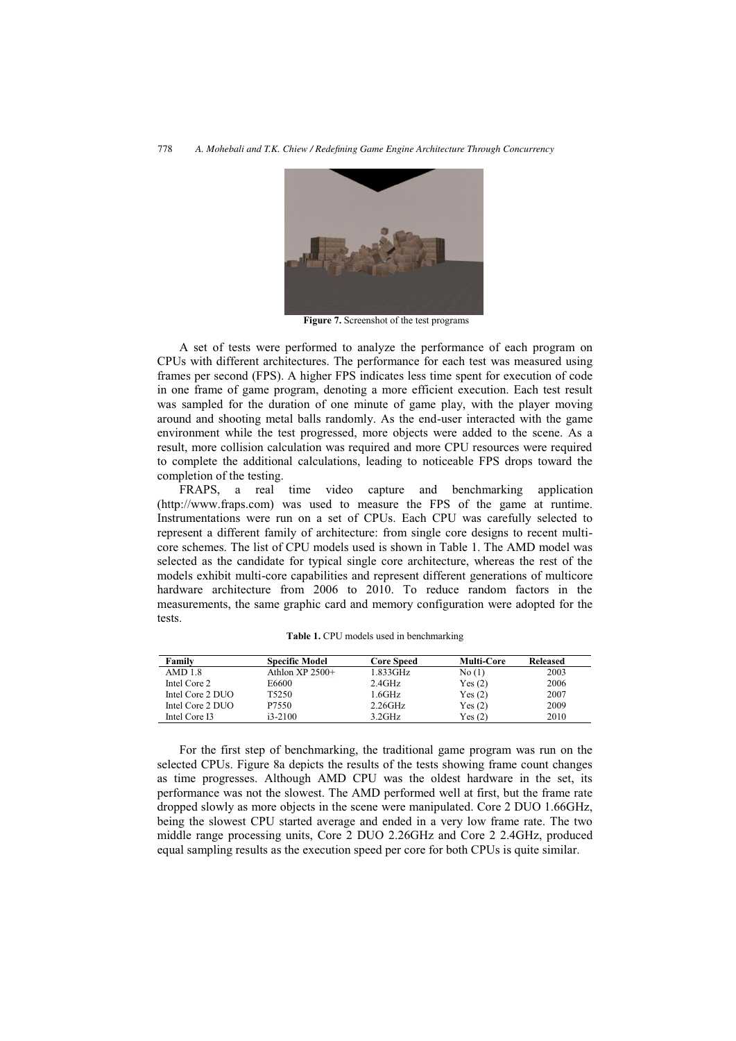**Figure 7.** Screenshot of the test programs

A set of tests were performed to analyze the performance of each program on CPUs with different architectures. The performance for each test was measured using frames per second (FPS). A higher FPS indicates less time spent for execution of code in one frame of game program, denoting a more efficient execution. Each test result was sampled for the duration of one minute of game play, with the player moving around and shooting metal balls randomly. As the end-user interacted with the game environment while the test progressed, more objects were added to the scene. As a result, more collision calculation was required and more CPU resources were required to complete the additional calculations, leading to noticeable FPS drops toward the completion of the testing.

FRAPS, a real time video capture and benchmarking application (http://www.fraps.com) was used to measure the FPS of the game at runtime. Instrumentations were run on a set of CPUs. Each CPU was carefully selected to represent a different family of architecture: from single core designs to recent multi-core schemes. The list of CPU models used is shown in Table 1. The AMD model was selected as the candidate for typical single core architecture, whereas the rest of the models exhibit multi-core capabilities and represent different generations of multicore hardware architecture from 2006 to 2010. To reduce random factors in the measurements, the same graphic card and memory configuration were adopted for the tests.

**Table 1.** CPU models used in benchmarking

| Family | Specific Model | Core Speed | Multi-Core | Released |
|---|---|---|---|---|
| AMD 1.8 | Athlon XP 2500+ | 1.833GHz | No (1) | 2003 |
| Intel Core 2 | E6600 | 2.4GHz | Yes (2) | 2006 |
| Intel Core 2 DUO | T5250 | 1.6GHz | Yes (2) | 2007 |
| Intel Core 2 DUO | P7550 | 2.26GHz | Yes (2) | 2009 |
| Intel Core I3 | i3-2100 | 3.2GHz | Yes (2) | 2010 |

For the first step of benchmarking, the traditional game program was run on the selected CPUs. Figure 8a depicts the results of the tests showing frame count changes as time progresses. Although AMD CPU was the oldest hardware in the set, its performance was not the slowest. The AMD performed well at first, but the frame rate dropped slowly as more objects in the scene were manipulated. Core 2 DUO 1.66GHz, being the slowest CPU started average and ended in a very low frame rate. The two middle range processing units, Core 2 DUO 2.26GHz and Core 2 2.4GHz, produced equal sampling results as the execution speed per core for both CPUs is quite similar.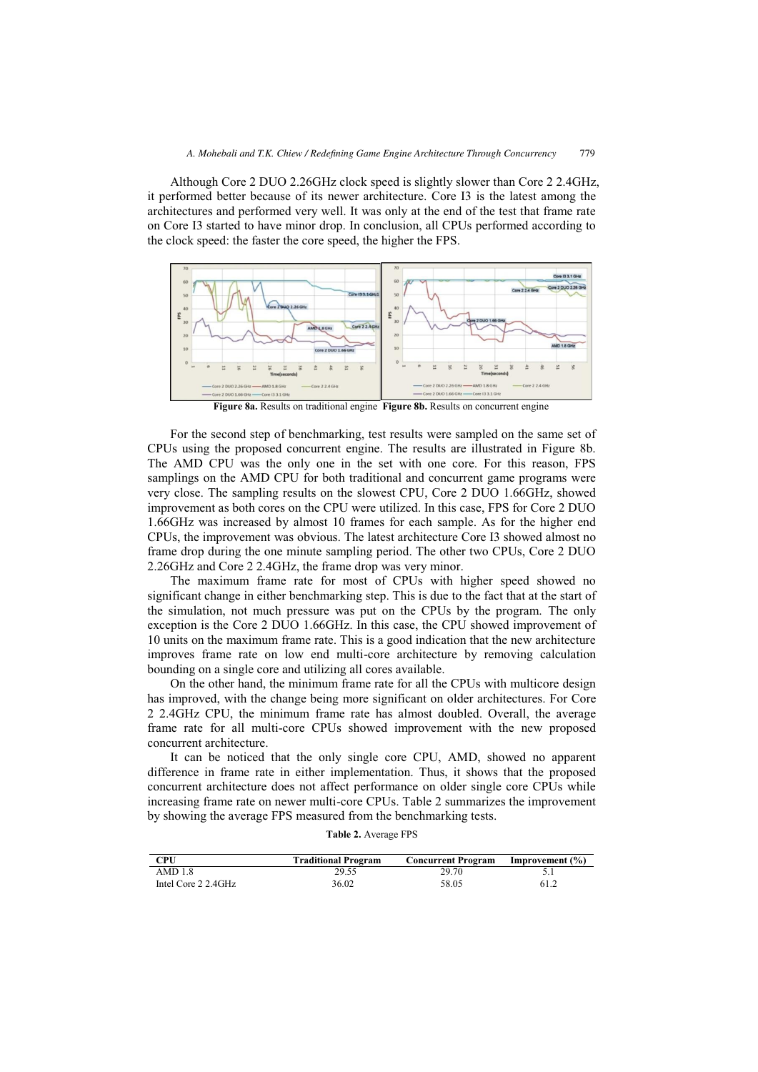Although Core 2 DUO 2.26GHz clock speed is slightly slower than Core 2 2.4GHz, it performed better because of its newer architecture. Core I3 is the latest among the architectures and performed very well. It was only at the end of the test that frame rate on Core I3 started to have minor drop. In conclusion, all CPUs performed according to the clock speed: the faster the core speed, the higher the FPS.

**Figure 8a.** Results on traditional engine **Figure 8b.** Results on concurrent engine

For the second step of benchmarking, test results were sampled on the same set of CPUs using the proposed concurrent engine. The results are illustrated in Figure 8b. The AMD CPU was the only one in the set with one core. For this reason, FPS samplings on the AMD CPU for both traditional and concurrent game programs were very close. The sampling results on the slowest CPU, Core 2 DUO 1.66GHz, showed improvement as both cores on the CPU were utilized. In this case, FPS for Core 2 DUO 1.66GHz was increased by almost 10 frames for each sample. As for the higher end CPUs, the improvement was obvious. The latest architecture Core I3 showed almost no frame drop during the one minute sampling period. The other two CPUs, Core 2 DUO 2.26GHz and Core 2 2.4GHz, the frame drop was very minor.

The maximum frame rate for most of CPUs with higher speed showed no significant change in either benchmarking step. This is due to the fact that at the start of the simulation, not much pressure was put on the CPUs by the program. The only exception is the Core 2 DUO 1.66GHz. In this case, the CPU showed improvement of 10 units on the maximum frame rate. This is a good indication that the new architecture improves frame rate on low end multi-core architecture by removing calculation bounding on a single core and utilizing all cores available.

On the other hand, the minimum frame rate for all the CPUs with multicore design has improved, with the change being more significant on older architectures. For Core 2 2.4GHz CPU, the minimum frame rate has almost doubled. Overall, the average frame rate for all multi-core CPUs showed improvement with the new proposed concurrent architecture.

It can be noticed that the only single core CPU, AMD, showed no apparent difference in frame rate in either implementation. Thus, it shows that the proposed concurrent architecture does not affect performance on older single core CPUs while increasing frame rate on newer multi-core CPUs. Table 2 summarizes the improvement by showing the average FPS measured from the benchmarking tests.

**Table 2.** Average FPS

| CPU | Traditional Program | Concurrent Program | Improvement (%) |
|---|---|---|---|
| AMD 1.8 | 29.55 | 29.70 | 5.1 |
| Intel Core 2 2.4GHz | 36.02 | 58.05 | 61.2 |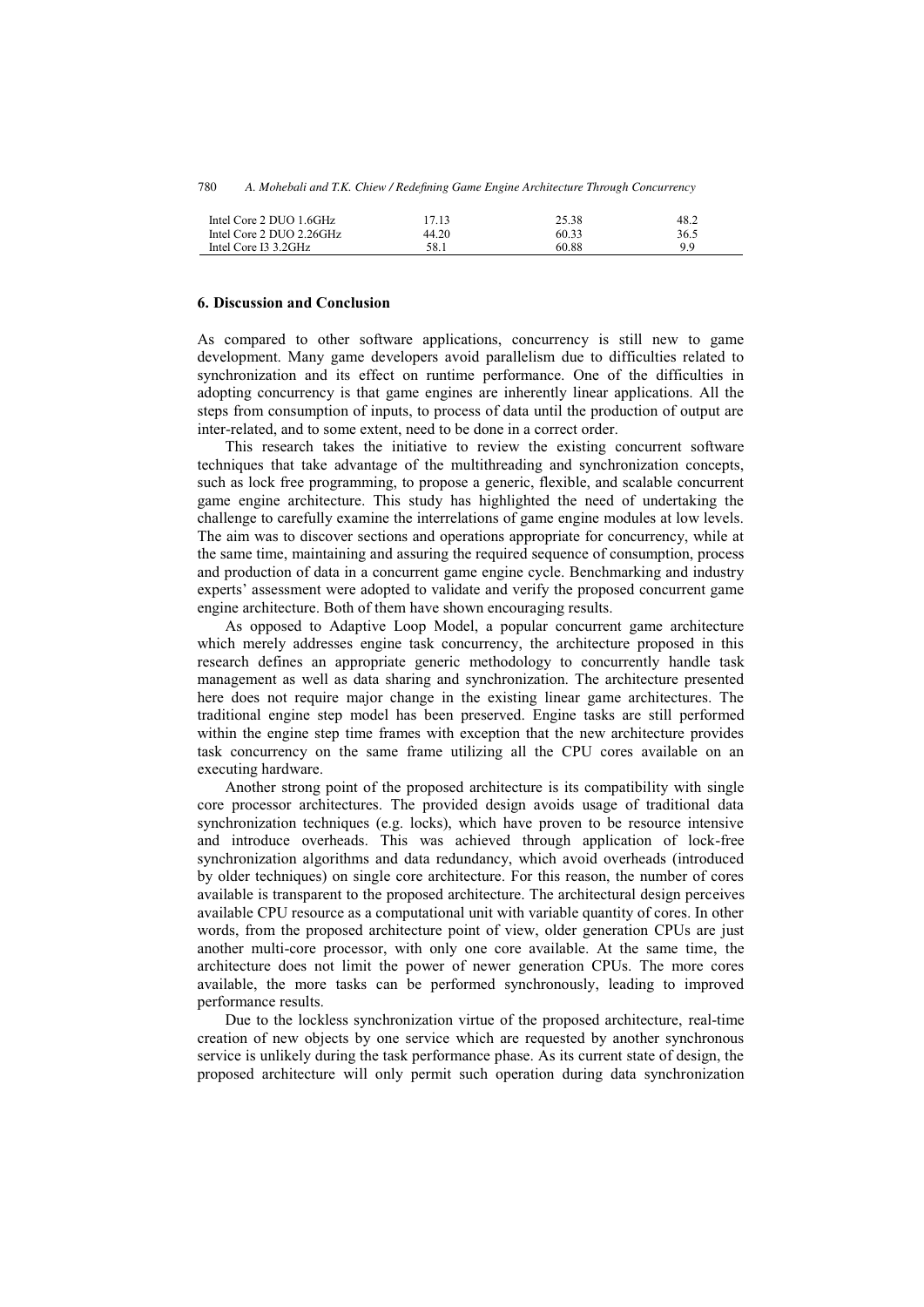| | | | |
|---|---|---|---|
| Intel Core 2 DUO 1.6GHz | 17.13 | 25.38 | 48.2 |
| Intel Core 2 DUO 2.26GHz | 44.20 | 60.33 | 36.5 |
| Intel Core I3 3.2GHz | 58.1 | 60.88 | 9.9 |

## 6. Discussion and Conclusion

As compared to other software applications, concurrency is still new to game development. Many game developers avoid parallelism due to difficulties related to synchronization and its effect on runtime performance. One of the difficulties in adopting concurrency is that game engines are inherently linear applications. All the steps from consumption of inputs, to process of data until the production of output are inter-related, and to some extent, need to be done in a correct order.

This research takes the initiative to review the existing concurrent software techniques that take advantage of the multithreading and synchronization concepts, such as lock free programming, to propose a generic, flexible, and scalable concurrent game engine architecture. This study has highlighted the need of undertaking the challenge to carefully examine the interrelations of game engine modules at low levels. The aim was to discover sections and operations appropriate for concurrency, while at the same time, maintaining and assuring the required sequence of consumption, process and production of data in a concurrent game engine cycle. Benchmarking and industry experts' assessment were adopted to validate and verify the proposed concurrent game engine architecture. Both of them have shown encouraging results.

As opposed to Adaptive Loop Model, a popular concurrent game architecture which merely addresses engine task concurrency, the architecture proposed in this research defines an appropriate generic methodology to concurrently handle task management as well as data sharing and synchronization. The architecture presented here does not require major change in the existing linear game architectures. The traditional engine step model has been preserved. Engine tasks are still performed within the engine step time frames with exception that the new architecture provides task concurrency on the same frame utilizing all the CPU cores available on an executing hardware.

Another strong point of the proposed architecture is its compatibility with single core processor architectures. The provided design avoids usage of traditional data synchronization techniques (e.g. locks), which have proven to be resource intensive and introduce overheads. This was achieved through application of lock-free synchronization algorithms and data redundancy, which avoid overheads (introduced by older techniques) on single core architecture. For this reason, the number of cores available is transparent to the proposed architecture. The architectural design perceives available CPU resource as a computational unit with variable quantity of cores. In other words, from the proposed architecture point of view, older generation CPUs are just another multi-core processor, with only one core available. At the same time, the architecture does not limit the power of newer generation CPUs. The more cores available, the more tasks can be performed synchronously, leading to improved performance results.

Due to the lockless synchronization virtue of the proposed architecture, real-time creation of new objects by one service which are requested by another synchronous service is unlikely during the task performance phase. As its current state of design, the proposed architecture will only permit such operation during data synchronization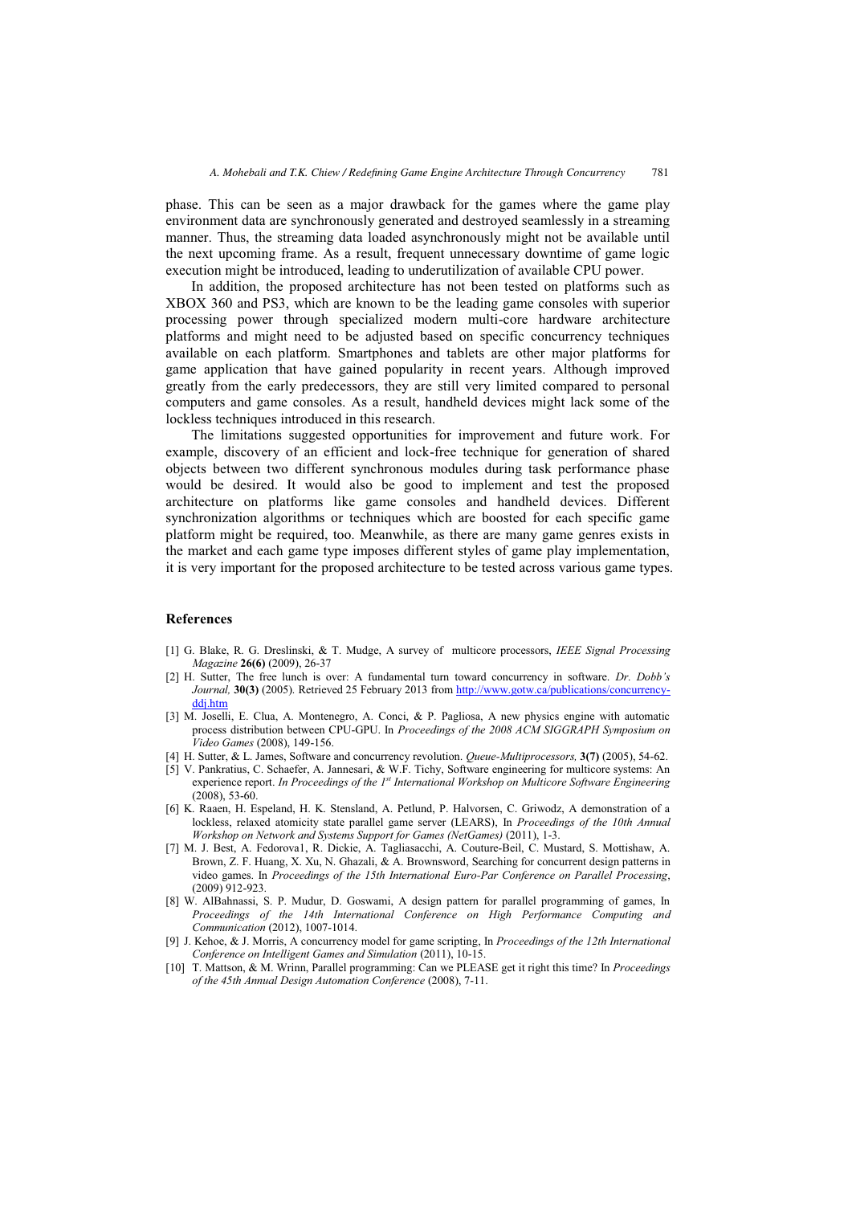phase. This can be seen as a major drawback for the games where the game play environment data are synchronously generated and destroyed seamlessly in a streaming manner. Thus, the streaming data loaded asynchronously might not be available until the next upcoming frame. As a result, frequent unnecessary downtime of game logic execution might be introduced, leading to underutilization of available CPU power.

In addition, the proposed architecture has not been tested on platforms such as XBOX 360 and PS3, which are known to be the leading game consoles with superior processing power through specialized modern multi-core hardware architecture platforms and might need to be adjusted based on specific concurrency techniques available on each platform. Smartphones and tablets are other major platforms for game application that have gained popularity in recent years. Although improved greatly from the early predecessors, they are still very limited compared to personal computers and game consoles. As a result, handheld devices might lack some of the lockless techniques introduced in this research.

The limitations suggested opportunities for improvement and future work. For example, discovery of an efficient and lock-free technique for generation of shared objects between two different synchronous modules during task performance phase would be desired. It would also be good to implement and test the proposed architecture on platforms like game consoles and handheld devices. Different synchronization algorithms or techniques which are boosted for each specific game platform might be required, too. Meanwhile, as there are many game genres exists in the market and each game type imposes different styles of game play implementation, it is very important for the proposed architecture to be tested across various game types.

## References

[1] G. Blake, R. G. Dreslinski, & T. Mudge, A survey of multicore processors, *IEEE Signal Processing Magazine* **26(6)** (2009), 26-37

[2] H. Sutter, The free lunch is over: A fundamental turn toward concurrency in software. *Dr. Dobb's Journal,* **30(3)** (2005). Retrieved 25 February 2013 from http://www.gotw.ca/publications/concurrency-ddj.htm

[3] M. Joselli, E. Clua, A. Montenegro, A. Conci, & P. Pagliosa, A new physics engine with automatic process distribution between CPU-GPU. In *Proceedings of the 2008 ACM SIGGRAPH Symposium on Video Games* (2008), 149-156.

[4] H. Sutter, & L. James, Software and concurrency revolution. *Queue-Multiprocessors,* **3(7)** (2005), 54-62.

[5] V. Pankratius, C. Schaefer, A. Jannesari, & W.F. Tichy, Software engineering for multicore systems: An experience report. *In Proceedings of the 1st International Workshop on Multicore Software Engineering* (2008), 53-60.

[6] K. Raaen, H. Espeland, H. K. Stensland, A. Petlund, P. Halvorsen, C. Griwodz, A demonstration of a lockless, relaxed atomicity state parallel game server (LEARS), In *Proceedings of the 10th Annual Workshop on Network and Systems Support for Games (NetGames)* (2011), 1-3.

[7] M. J. Best, A. Fedorova1, R. Dickie, A. Tagliasacchi, A. Couture-Beil, C. Mustard, S. Mottishaw, A. Brown, Z. F. Huang, X. Xu, N. Ghazali, & A. Brownsword, Searching for concurrent design patterns in video games. In *Proceedings of the 15th International Euro-Par Conference on Parallel Processing*, (2009) 912-923.

[8] W. AlBahnassi, S. P. Mudur, D. Goswami, A design pattern for parallel programming of games, In *Proceedings of the 14th International Conference on High Performance Computing and Communication* (2012), 1007-1014.

[9] J. Kehoe, & J. Morris, A concurrency model for game scripting, In *Proceedings of the 12th International Conference on Intelligent Games and Simulation* (2011), 10-15.

[10] T. Mattson, & M. Wrinn, Parallel programming: Can we PLEASE get it right this time? In *Proceedings of the 45th Annual Design Automation Conference* (2008), 7-11.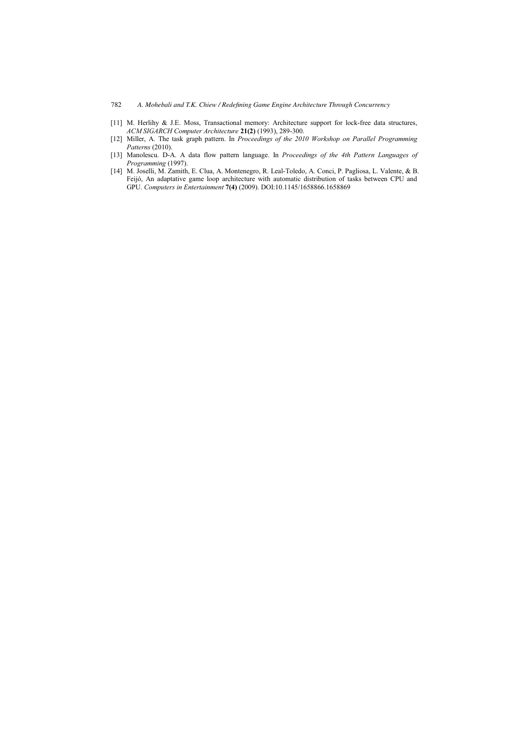[11] M. Herlihy & J.E. Moss, Transactional memory: Architecture support for lock-free data structures, *ACM SIGARCH Computer Architecture* **21(2)** (1993), 289-300.

[12] Miller, A. The task graph pattern. In *Proceedings of the 2010 Workshop on Parallel Programming Patterns* (2010).

[13] Manolescu. D-A. A data flow pattern language. In *Proceedings of the 4th Pattern Languages of Programming* (1997).

[14] M. Joselli, M. Zamith, E. Clua, A. Montenegro, R. Leal-Toledo, A. Conci, P. Pagliosa, L. Valente, & B. Feijó, An adaptative game loop architecture with automatic distribution of tasks between CPU and GPU. *Computers in Entertainment* **7(4)** (2009). DOI:10.1145/1658866.1658869